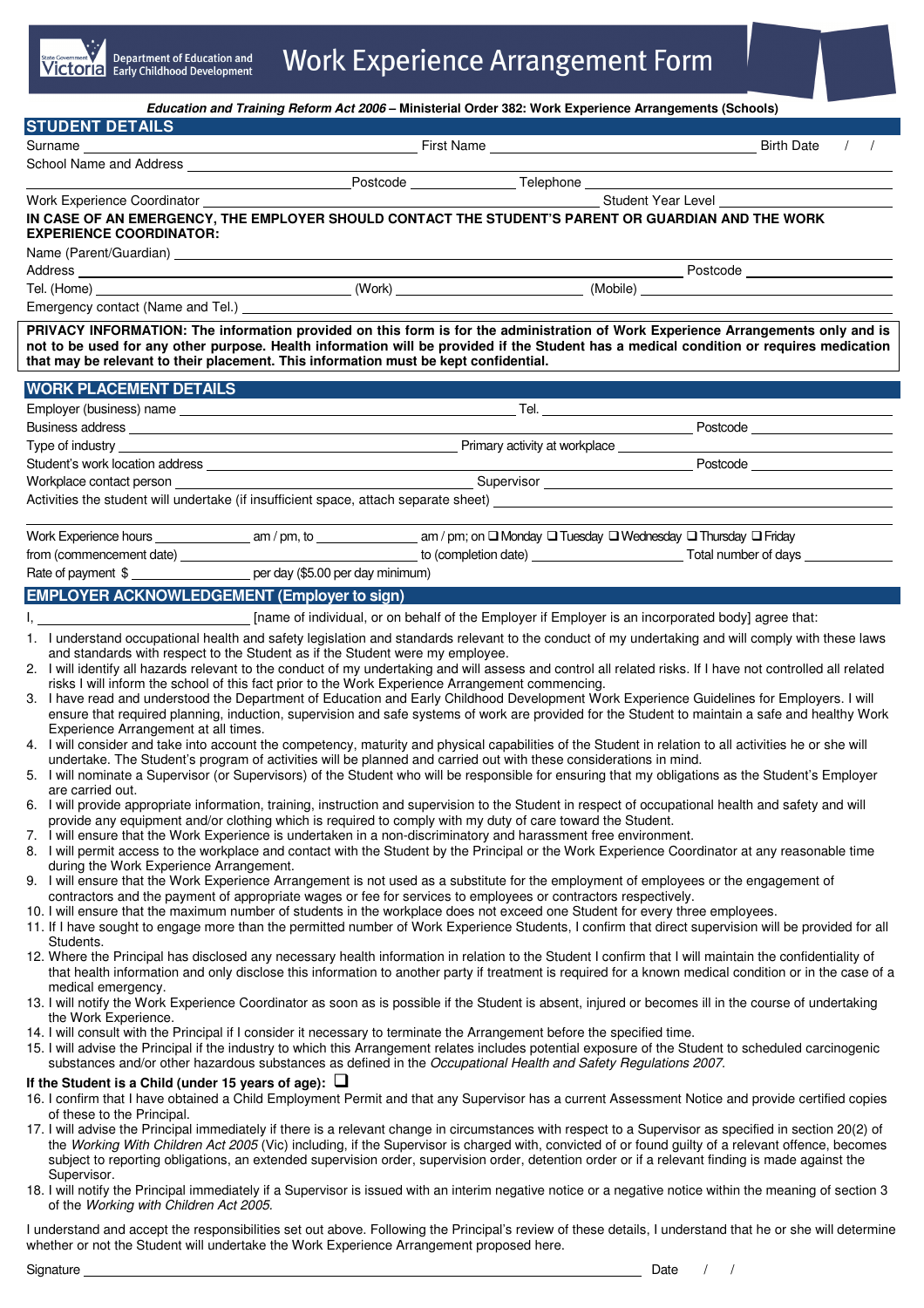Department of Education and Early Childhood Development

# Work Experience Arrangement Form

***Education and Training Reform Act 2006*** **– Ministerial Order 382: Work Experience Arrangements (Schools)**

## STUDENT DETAILS

Surname ______________________ First Name ______________________ Birth Date / /

School Name and Address ______________________

______________________ Postcode ____________ Telephone ______________________

Work Experience Coordinator ______________________ Student Year Level ____________

**IN CASE OF AN EMERGENCY, THE EMPLOYER SHOULD CONTACT THE STUDENT'S PARENT OR GUARDIAN AND THE WORK EXPERIENCE COORDINATOR:**

Name (Parent/Guardian) ______________________

Address ______________________ Postcode ____________

Tel. (Home) ____________ (Work) ____________ (Mobile) ____________

Emergency contact (Name and Tel.) ______________________

**PRIVACY INFORMATION: The information provided on this form is for the administration of Work Experience Arrangements only and is not to be used for any other purpose. Health information will be provided if the Student has a medical condition or requires medication that may be relevant to their placement. This information must be kept confidential.**

## WORK PLACEMENT DETAILS

Employer (business) name ______________________ Tel. ____________

Business address ______________________ Postcode ____________

Type of industry ______________________ Primary activity at workplace ______________________

Student's work location address ______________________ Postcode ____________

Workplace contact person ______________________ Supervisor ______________________

Activities the student will undertake (if insufficient space, attach separate sheet) ______________________

______________________

Work Experience hours ____________ am / pm, to ____________ am / pm; on ❑ Monday ❑ Tuesday ❑ Wednesday ❑ Thursday ❑ Friday

from (commencement date) ____________ to (completion date) ____________ Total number of days ____________

Rate of payment $ ____________ per day ($5.00 per day minimum)

## EMPLOYER ACKNOWLEDGEMENT (Employer to sign)

I, ______________________ [name of individual, or on behalf of the Employer if Employer is an incorporated body] agree that:

1. I understand occupational health and safety legislation and standards relevant to the conduct of my undertaking and will comply with these laws and standards with respect to the Student as if the Student were my employee.
2. I will identify all hazards relevant to the conduct of my undertaking and will assess and control all related risks. If I have not controlled all related risks I will inform the school of this fact prior to the Work Experience Arrangement commencing.
3. I have read and understood the Department of Education and Early Childhood Development Work Experience Guidelines for Employers. I will ensure that required planning, induction, supervision and safe systems of work are provided for the Student to maintain a safe and healthy Work Experience Arrangement at all times.
4. I will consider and take into account the competency, maturity and physical capabilities of the Student in relation to all activities he or she will undertake. The Student's program of activities will be planned and carried out with these considerations in mind.
5. I will nominate a Supervisor (or Supervisors) of the Student who will be responsible for ensuring that my obligations as the Student's Employer are carried out.
6. I will provide appropriate information, training, instruction and supervision to the Student in respect of occupational health and safety and will provide any equipment and/or clothing which is required to comply with my duty of care toward the Student.
7. I will ensure that the Work Experience is undertaken in a non-discriminatory and harassment free environment.
8. I will permit access to the workplace and contact with the Student by the Principal or the Work Experience Coordinator at any reasonable time during the Work Experience Arrangement.
9. I will ensure that the Work Experience Arrangement is not used as a substitute for the employment of employees or the engagement of contractors and the payment of appropriate wages or fee for services to employees or contractors respectively.
10. I will ensure that the maximum number of students in the workplace does not exceed one Student for every three employees.
11. If I have sought to engage more than the permitted number of Work Experience Students, I confirm that direct supervision will be provided for all Students.
12. Where the Principal has disclosed any necessary health information in relation to the Student I confirm that I will maintain the confidentiality of that health information and only disclose this information to another party if treatment is required for a known medical condition or in the case of a medical emergency.
13. I will notify the Work Experience Coordinator as soon as is possible if the Student is absent, injured or becomes ill in the course of undertaking the Work Experience.
14. I will consult with the Principal if I consider it necessary to terminate the Arrangement before the specified time.
15. I will advise the Principal if the industry to which this Arrangement relates includes potential exposure of the Student to scheduled carcinogenic substances and/or other hazardous substances as defined in the *Occupational Health and Safety Regulations 2007.*

**If the Student is a Child (under 15 years of age):** ❑

16. I confirm that I have obtained a Child Employment Permit and that any Supervisor has a current Assessment Notice and provide certified copies of these to the Principal.
17. I will advise the Principal immediately if there is a relevant change in circumstances with respect to a Supervisor as specified in section 20(2) of the *Working With Children Act 2005* (Vic) including, if the Supervisor is charged with, convicted of or found guilty of a relevant offence, becomes subject to reporting obligations, an extended supervision order, supervision order, detention order or if a relevant finding is made against the Supervisor.
18. I will notify the Principal immediately if a Supervisor is issued with an interim negative notice or a negative notice within the meaning of section 3 of the *Working with Children Act 2005.*

I understand and accept the responsibilities set out above. Following the Principal's review of these details, I understand that he or she will determine whether or not the Student will undertake the Work Experience Arrangement proposed here.

Signature ______________________ Date / /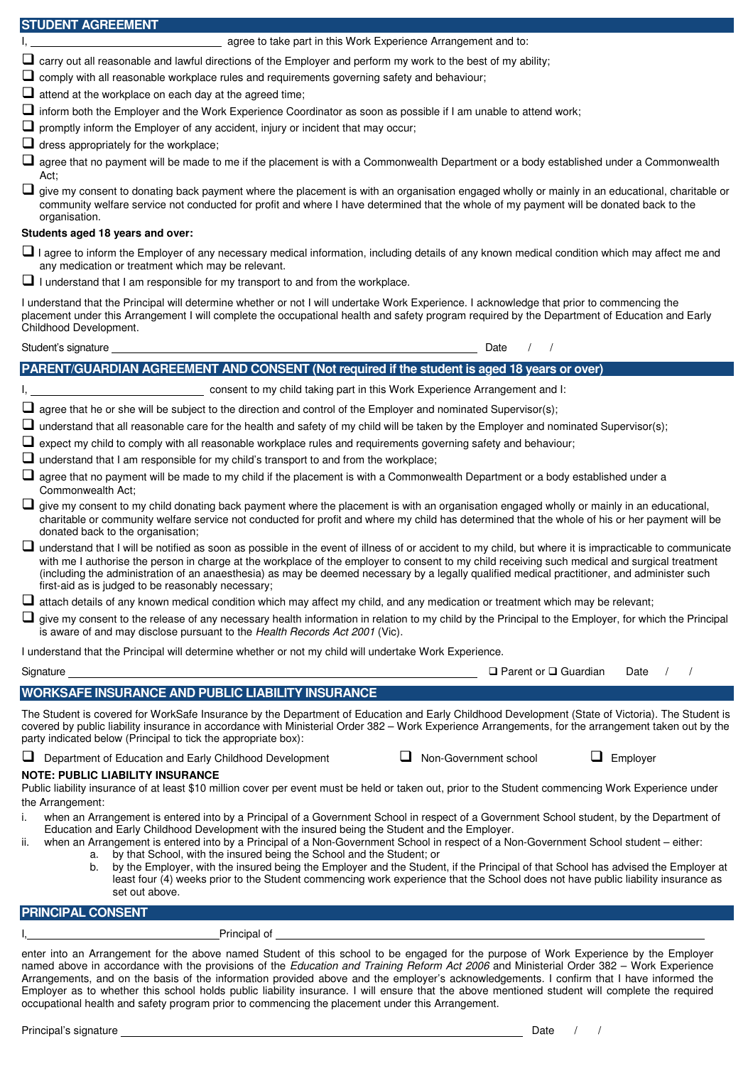## STUDENT AGREEMENT

I, \_\_\_\_\_\_\_\_\_\_\_\_\_\_\_\_\_\_\_\_\_\_\_\_\_\_\_\_\_\_ agree to take part in this Work Experience Arrangement and to:

- ❑ carry out all reasonable and lawful directions of the Employer and perform my work to the best of my ability;
- ❑ comply with all reasonable workplace rules and requirements governing safety and behaviour;
- ❑ attend at the workplace on each day at the agreed time;
- ❑ inform both the Employer and the Work Experience Coordinator as soon as possible if I am unable to attend work;
- ❑ promptly inform the Employer of any accident, injury or incident that may occur;
- ❑ dress appropriately for the workplace;
- ❑ agree that no payment will be made to me if the placement is with a Commonwealth Department or a body established under a Commonwealth Act;
- ❑ give my consent to donating back payment where the placement is with an organisation engaged wholly or mainly in an educational, charitable or community welfare service not conducted for profit and where I have determined that the whole of my payment will be donated back to the organisation.

**Students aged 18 years and over:**

- ❑ I agree to inform the Employer of any necessary medical information, including details of any known medical condition which may affect me and any medication or treatment which may be relevant.
- ❑ I understand that I am responsible for my transport to and from the workplace.

I understand that the Principal will determine whether or not I will undertake Work Experience. I acknowledge that prior to commencing the placement under this Arrangement I will complete the occupational health and safety program required by the Department of Education and Early Childhood Development.

Student's signature \_\_\_\_\_\_\_\_\_\_\_\_\_\_\_\_\_\_\_\_\_\_\_\_\_\_\_\_\_\_\_\_\_\_\_\_\_\_\_\_ Date / /

## PARENT/GUARDIAN AGREEMENT AND CONSENT (Not required if the student is aged 18 years or over)

I, \_\_\_\_\_\_\_\_\_\_\_\_\_\_\_\_\_\_\_\_\_\_\_\_\_\_\_\_\_\_ consent to my child taking part in this Work Experience Arrangement and I:

- ❑ agree that he or she will be subject to the direction and control of the Employer and nominated Supervisor(s);
- ❑ understand that all reasonable care for the health and safety of my child will be taken by the Employer and nominated Supervisor(s);
- ❑ expect my child to comply with all reasonable workplace rules and requirements governing safety and behaviour;
- ❑ understand that I am responsible for my child's transport to and from the workplace;
- ❑ agree that no payment will be made to my child if the placement is with a Commonwealth Department or a body established under a Commonwealth Act;
- ❑ give my consent to my child donating back payment where the placement is with an organisation engaged wholly or mainly in an educational, charitable or community welfare service not conducted for profit and where my child has determined that the whole of his or her payment will be donated back to the organisation;
- ❑ understand that I will be notified as soon as possible in the event of illness of or accident to my child, but where it is impracticable to communicate with me I authorise the person in charge at the workplace of the employer to consent to my child receiving such medical and surgical treatment (including the administration of an anaesthesia) as may be deemed necessary by a legally qualified medical practitioner, and administer such first-aid as is judged to be reasonably necessary;
- ❑ attach details of any known medical condition which may affect my child, and any medication or treatment which may be relevant;
- ❑ give my consent to the release of any necessary health information in relation to my child by the Principal to the Employer, for which the Principal is aware of and may disclose pursuant to the *Health Records Act 2001* (Vic).

I understand that the Principal will determine whether or not my child will undertake Work Experience.

Signature \_\_\_\_\_\_\_\_\_\_\_\_\_\_\_\_\_\_\_\_\_\_\_\_\_\_\_\_\_\_\_\_\_\_\_\_\_\_\_\_ ❑ Parent or ❑ Guardian Date / /

## WORKSAFE INSURANCE AND PUBLIC LIABILITY INSURANCE

The Student is covered for WorkSafe Insurance by the Department of Education and Early Childhood Development (State of Victoria). The Student is covered by public liability insurance in accordance with Ministerial Order 382 – Work Experience Arrangements, for the arrangement taken out by the party indicated below (Principal to tick the appropriate box):

❑ Department of Education and Early Childhood Development ❑ Non-Government school ❑ Employer

**NOTE: PUBLIC LIABILITY INSURANCE**

Public liability insurance of at least $10 million cover per event must be held or taken out, prior to the Student commencing Work Experience under the Arrangement:

i. when an Arrangement is entered into by a Principal of a Government School in respect of a Government School student, by the Department of Education and Early Childhood Development with the insured being the Student and the Employer.

ii. when an Arrangement is entered into by a Principal of a Non-Government School in respect of a Non-Government School student – either:
   - a. by that School, with the insured being the School and the Student; or
   - b. by the Employer, with the insured being the Employer and the Student, if the Principal of that School has advised the Employer at least four (4) weeks prior to the Student commencing work experience that the School does not have public liability insurance as set out above.

## PRINCIPAL CONSENT

I, \_\_\_\_\_\_\_\_\_\_\_\_\_\_\_\_\_\_\_\_\_\_\_\_\_\_\_\_\_\_ Principal of \_\_\_\_\_\_\_\_\_\_\_\_\_\_\_\_\_\_\_\_\_\_\_\_\_\_\_\_\_\_\_\_\_\_\_\_\_\_\_\_

enter into an Arrangement for the above named Student of this school to be engaged for the purpose of Work Experience by the Employer named above in accordance with the provisions of the *Education and Training Reform Act 2006* and Ministerial Order 382 – Work Experience Arrangements, and on the basis of the information provided above and the employer's acknowledgements. I confirm that I have informed the Employer as to whether this school holds public liability insurance. I will ensure that the above mentioned student will complete the required occupational health and safety program prior to commencing the placement under this Arrangement.

Principal's signature \_\_\_\_\_\_\_\_\_\_\_\_\_\_\_\_\_\_\_\_\_\_\_\_\_\_\_\_\_\_\_\_\_\_\_\_\_\_\_\_ Date / /